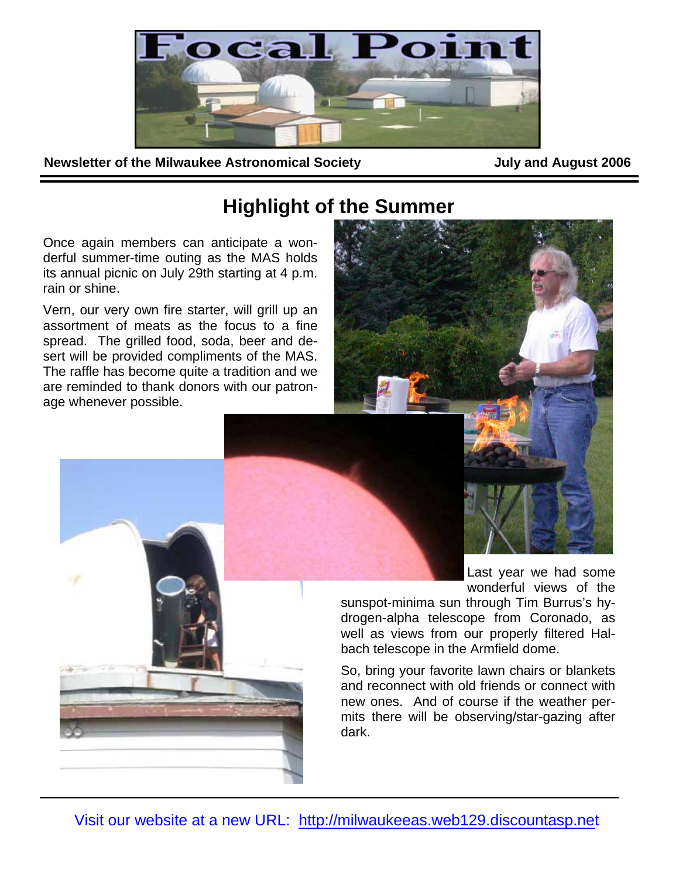# Focal Point

**Newsletter of the Milwaukee Astronomical Society** **July and August 2006**

## Highlight of the Summer

Once again members can anticipate a wonderful summer-time outing as the MAS holds its annual picnic on July 29th starting at 4 p.m. rain or shine.

Vern, our very own fire starter, will grill up an assortment of meats as the focus to a fine spread. The grilled food, soda, beer and desert will be provided compliments of the MAS. The raffle has become quite a tradition and we are reminded to thank donors with our patronage whenever possible.

Last year we had some wonderful views of the sunspot-minima sun through Tim Burrus's hydrogen-alpha telescope from Coronado, as well as views from our properly filtered Halbach telescope in the Armfield dome.

So, bring your favorite lawn chairs or blankets and reconnect with old friends or connect with new ones. And of course if the weather permits there will be observing/star-gazing after dark.

Visit our website at a new URL: http://milwaukeeas.web129.discountasp.net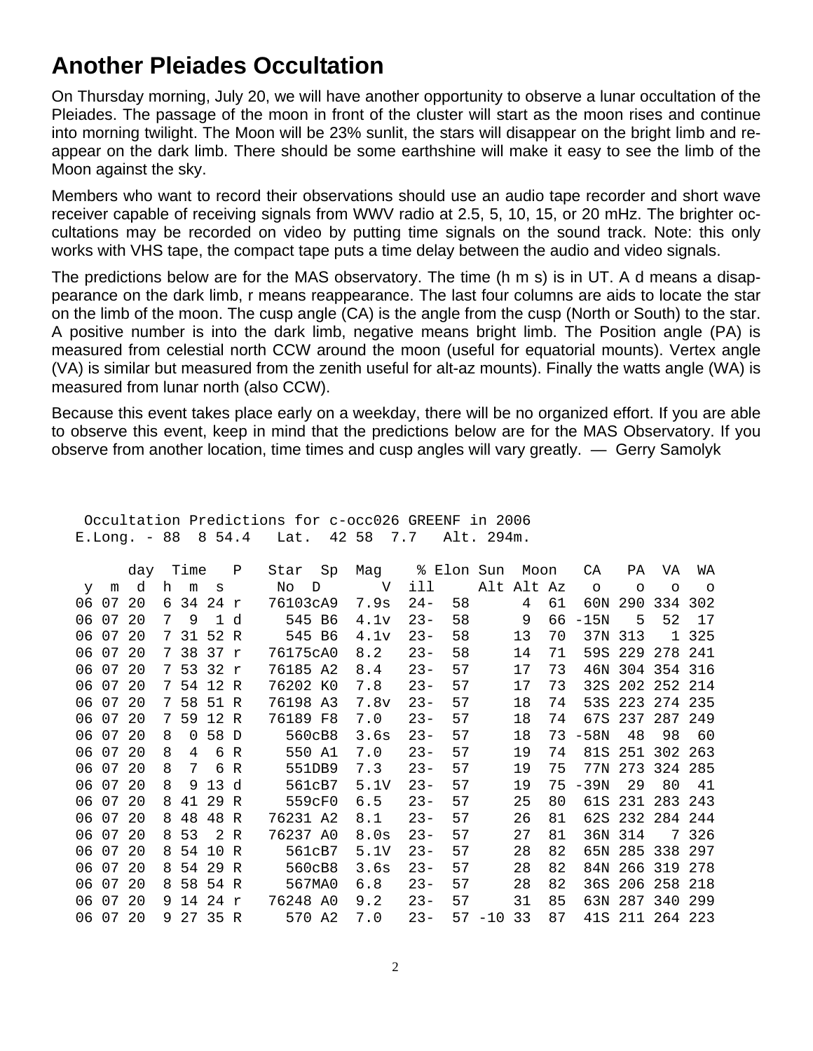# Another Pleiades Occultation

On Thursday morning, July 20, we will have another opportunity to observe a lunar occultation of the Pleiades. The passage of the moon in front of the cluster will start as the moon rises and continue into morning twilight. The Moon will be 23% sunlit, the stars will disappear on the bright limb and reappear on the dark limb. There should be some earthshine will make it easy to see the limb of the Moon against the sky.

Members who want to record their observations should use an audio tape recorder and short wave receiver capable of receiving signals from WWV radio at 2.5, 5, 10, 15, or 20 mHz. The brighter occultations may be recorded on video by putting time signals on the sound track. Note: this only works with VHS tape, the compact tape puts a time delay between the audio and video signals.

The predictions below are for the MAS observatory. The time (h m s) is in UT. A d means a disappearance on the dark limb, r means reappearance. The last four columns are aids to locate the star on the limb of the moon. The cusp angle (CA) is the angle from the cusp (North or South) to the star. A positive number is into the dark limb, negative means bright limb. The Position angle (PA) is measured from celestial north CCW around the moon (useful for equatorial mounts). Vertex angle (VA) is similar but measured from the zenith useful for alt-az mounts). Finally the watts angle (WA) is measured from lunar north (also CCW).

Because this event takes place early on a weekday, there will be no organized effort. If you are able to observe this event, keep in mind that the predictions below are for the MAS Observatory. If you observe from another location, time times and cusp angles will vary greatly. — Gerry Samolyk

```
   Occultation Predictions for c-occ026 GREENF in 2006
  E.Long. - 88  8 54.4   Lat.  42 58  7.7   Alt. 294m.

       day  Time    P   Star  Sp   Mag    % Elon Sun  Moon    CA   PA  VA  WA
  y  m  d  h  m  s      No  D       V  ill      Alt Alt Az    o    o   o   o
 06 07 20  6 34 24 r   76103cA9  7.9s  24-  58       4  61  60N 290 334 302
 06 07 20  7  9  1 d     545 B6  4.1v  23-  58       9  66 -15N   5  52  17
 06 07 20  7 31 52 R     545 B6  4.1v  23-  58      13  70  37N 313   1 325
 06 07 20  7 38 37 r   76175cA0  8.2   23-  58      14  71  59S 229 278 241
 06 07 20  7 53 32 r   76185 A2  8.4   23-  57      17  73  46N 304 354 316
 06 07 20  7 54 12 R   76202 K0  7.8   23-  57      17  73  32S 202 252 214
 06 07 20  7 58 51 R   76198 A3  7.8v  23-  57      18  74  53S 223 274 235
 06 07 20  7 59 12 R   76189 F8  7.0   23-  57      18  74  67S 237 287 249
 06 07 20  8  0 58 D     560cB8  3.6s  23-  57      18  73 -58N  48  98  60
 06 07 20  8  4  6 R     550 A1  7.0   23-  57      19  74  81S 251 302 263
 06 07 20  8  7  6 R     551DB9  7.3   23-  57      19  75  77N 273 324 285
 06 07 20  8  9 13 d     561cB7  5.1V  23-  57      19  75 -39N  29  80  41
 06 07 20  8 41 29 R     559cF0  6.5   23-  57      25  80  61S 231 283 243
 06 07 20  8 48 48 R   76231 A2  8.1   23-  57      26  81  62S 232 284 244
 06 07 20  8 53  2 R   76237 A0  8.0s  23-  57      27  81  36N 314   7 326
 06 07 20  8 54 10 R     561cB7  5.1V  23-  57      28  82  65N 285 338 297
 06 07 20  8 54 29 R     560cB8  3.6s  23-  57      28  82  84N 266 319 278
 06 07 20  8 58 54 R     567MA0  6.8   23-  57      28  82  36S 206 258 218
 06 07 20  9 14 24 r   76248 A0  9.2   23-  57      31  85  63N 287 340 299
 06 07 20  9 27 35 R     570 A2  7.0   23-  57 -10  33  87  41S 211 264 223
```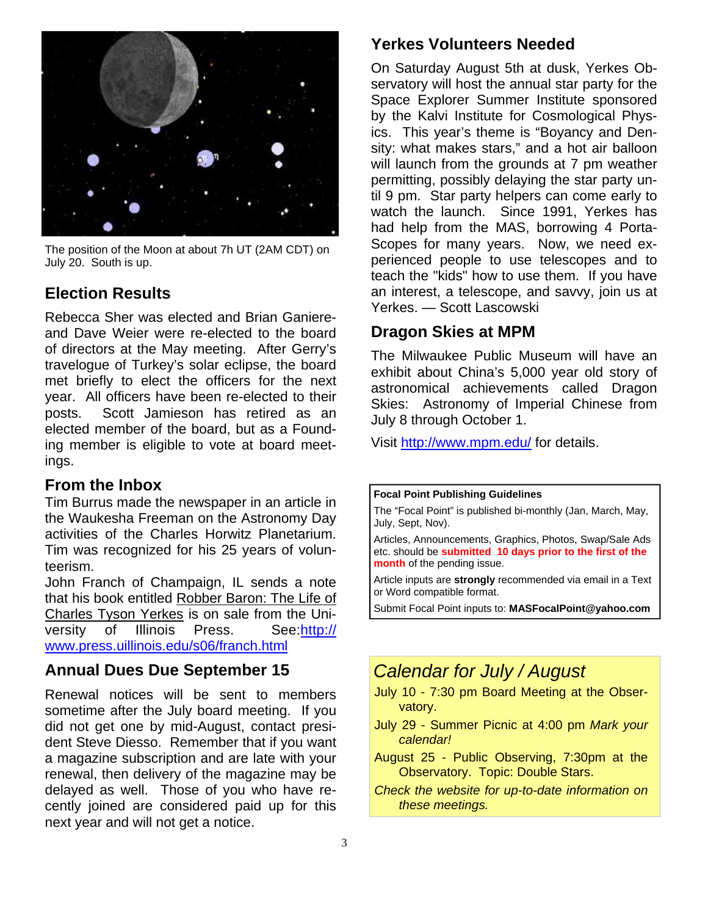The position of the Moon at about 7h UT (2AM CDT) on July 20. South is up.

## Election Results

Rebecca Sher was elected and Brian Ganiere and Dave Weier were re-elected to the board of directors at the May meeting. After Gerry's travelogue of Turkey's solar eclipse, the board met briefly to elect the officers for the next year. All officers have been re-elected to their posts. Scott Jamieson has retired as an elected member of the board, but as a Founding member is eligible to vote at board meetings.

## From the Inbox

Tim Burrus made the newspaper in an article in the Waukesha Freeman on the Astronomy Day activities of the Charles Horwitz Planetarium. Tim was recognized for his 25 years of volunteerism.

John Franch of Champaign, IL sends a note that his book entitled Robber Baron: The Life of Charles Tyson Yerkes is on sale from the University of Illinois Press. See: http://www.press.uillinois.edu/s06/franch.html

## Annual Dues Due September 15

Renewal notices will be sent to members sometime after the July board meeting. If you did not get one by mid-August, contact president Steve Diesso. Remember that if you want a magazine subscription and are late with your renewal, then delivery of the magazine may be delayed as well. Those of you who have recently joined are considered paid up for this next year and will not get a notice.

## Yerkes Volunteers Needed

On Saturday August 5th at dusk, Yerkes Observatory will host the annual star party for the Space Explorer Summer Institute sponsored by the Kalvi Institute for Cosmological Physics. This year's theme is "Boyancy and Density: what makes stars," and a hot air balloon will launch from the grounds at 7 pm weather permitting, possibly delaying the star party until 9 pm. Star party helpers can come early to watch the launch. Since 1991, Yerkes has had help from the MAS, borrowing 4 PortaScopes for many years. Now, we need experienced people to use telescopes and to teach the "kids" how to use them. If you have an interest, a telescope, and savvy, join us at Yerkes. — Scott Lascowski

## Dragon Skies at MPM

The Milwaukee Public Museum will have an exhibit about China's 5,000 year old story of astronomical achievements called Dragon Skies: Astronomy of Imperial Chinese from July 8 through October 1.

Visit http://www.mpm.edu/ for details.

**Focal Point Publishing Guidelines**

The "Focal Point" is published bi-monthly (Jan, March, May, July, Sept, Nov).

Articles, Announcements, Graphics, Photos, Swap/Sale Ads etc. should be **submitted 10 days prior to the first of the month** of the pending issue.

Article inputs are **strongly** recommended via email in a Text or Word compatible format.

Submit Focal Point inputs to: **MASFocalPoint@yahoo.com**

## *Calendar for July / August*

July 10 - 7:30 pm Board Meeting at the Observatory.

July 29 - Summer Picnic at 4:00 pm *Mark your calendar!*

August 25 - Public Observing, 7:30pm at the Observatory. Topic: Double Stars.

*Check the website for up-to-date information on these meetings.*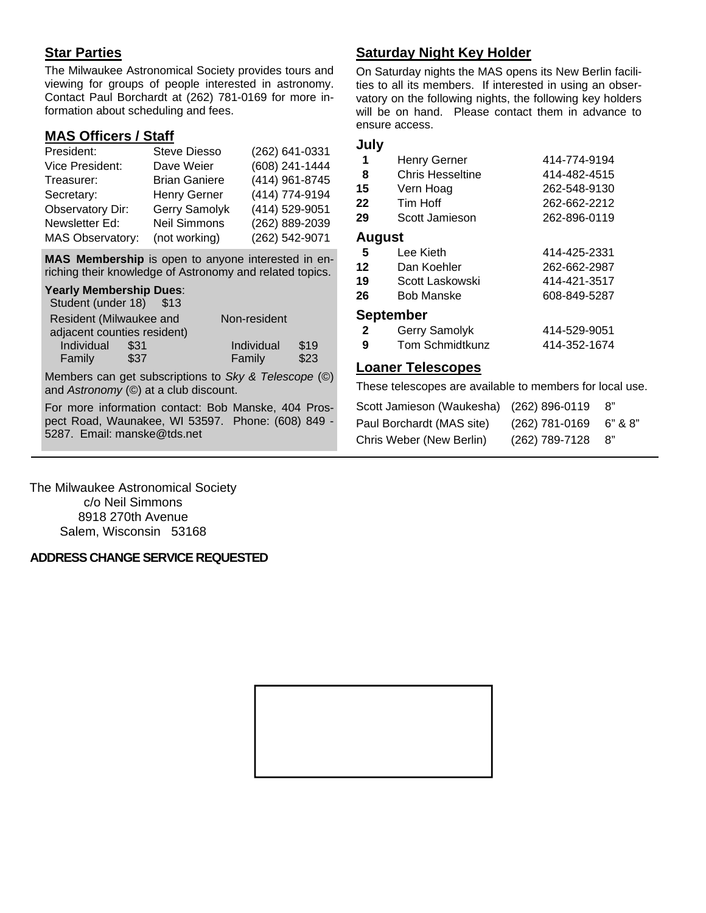## Star Parties

The Milwaukee Astronomical Society provides tours and viewing for groups of people interested in astronomy. Contact Paul Borchardt at (262) 781-0169 for more information about scheduling and fees.

## MAS Officers / Staff

| | | |
|---|---|---|
| President: | Steve Diesso | (262) 641-0331 |
| Vice President: | Dave Weier | (608) 241-1444 |
| Treasurer: | Brian Ganiere | (414) 961-8745 |
| Secretary: | Henry Gerner | (414) 774-9194 |
| Observatory Dir: | Gerry Samolyk | (414) 529-9051 |
| Newsletter Ed: | Neil Simmons | (262) 889-2039 |
| MAS Observatory: | (not working) | (262) 542-9071 |

**MAS Membership** is open to anyone interested in enriching their knowledge of Astronomy and related topics.

**Yearly Membership Dues**:

Student (under 18) $13

| Resident (Milwaukee and adjacent counties resident) | | Non-resident | |
|---|---|---|---|
| Individual | $31 | Individual | $19 |
| Family | $37 | Family | $23 |

Members can get subscriptions to *Sky & Telescope* (©) and *Astronomy* (©) at a club discount.

For more information contact: Bob Manske, 404 Prospect Road, Waunakee, WI 53597. Phone: (608) 849 - 5287. Email: manske@tds.net

## Saturday Night Key Holder

On Saturday nights the MAS opens its New Berlin facilities to all its members. If interested in using an observatory on the following nights, the following key holders will be on hand. Please contact them in advance to ensure access.

### July

| | | |
|---|---|---|
| **1** | Henry Gerner | 414-774-9194 |
| **8** | Chris Hesseltine | 414-482-4515 |
| **15** | Vern Hoag | 262-548-9130 |
| **22** | Tim Hoff | 262-662-2212 |
| **29** | Scott Jamieson | 262-896-0119 |

### August

| | | |
|---|---|---|
| **5** | Lee Kieth | 414-425-2331 |
| **12** | Dan Koehler | 262-662-2987 |
| **19** | Scott Laskowski | 414-421-3517 |
| **26** | Bob Manske | 608-849-5287 |

### September

| | | |
|---|---|---|
| **2** | Gerry Samolyk | 414-529-9051 |
| **9** | Tom Schmidtkunz | 414-352-1674 |

## Loaner Telescopes

These telescopes are available to members for local use.

| | | |
|---|---|---|
| Scott Jamieson (Waukesha) | (262) 896-0119 | 8" |
| Paul Borchardt (MAS site) | (262) 781-0169 | 6" & 8" |
| Chris Weber (New Berlin) | (262) 789-7128 | 8" |

The Milwaukee Astronomical Society
c/o Neil Simmons
8918 270th Avenue
Salem, Wisconsin 53168

**ADDRESS CHANGE SERVICE REQUESTED**